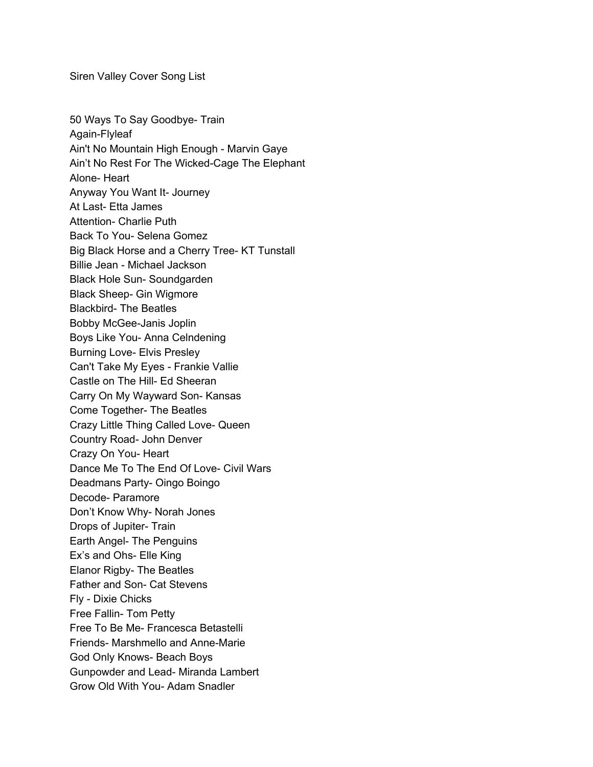Siren Valley Cover Song List

50 Ways To Say Goodbye- Train
Again-Flyleaf
Ain't No Mountain High Enough - Marvin Gaye
Ain't No Rest For The Wicked-Cage The Elephant
Alone- Heart
Anyway You Want It- Journey
At Last- Etta James
Attention- Charlie Puth
Back To You- Selena Gomez
Big Black Horse and a Cherry Tree- KT Tunstall
Billie Jean - Michael Jackson
Black Hole Sun- Soundgarden
Black Sheep- Gin Wigmore
Blackbird- The Beatles
Bobby McGee-Janis Joplin
Boys Like You- Anna Celndening
Burning Love- Elvis Presley
Can't Take My Eyes - Frankie Vallie
Castle on The Hill- Ed Sheeran
Carry On My Wayward Son- Kansas
Come Together- The Beatles
Crazy Little Thing Called Love- Queen
Country Road- John Denver
Crazy On You- Heart
Dance Me To The End Of Love- Civil Wars
Deadmans Party- Oingo Boingo
Decode- Paramore
Don't Know Why- Norah Jones
Drops of Jupiter- Train
Earth Angel- The Penguins
Ex's and Ohs- Elle King
Elanor Rigby- The Beatles
Father and Son- Cat Stevens
Fly - Dixie Chicks
Free Fallin- Tom Petty
Free To Be Me- Francesca Betastelli
Friends- Marshmello and Anne-Marie
God Only Knows- Beach Boys
Gunpowder and Lead- Miranda Lambert
Grow Old With You- Adam Snadler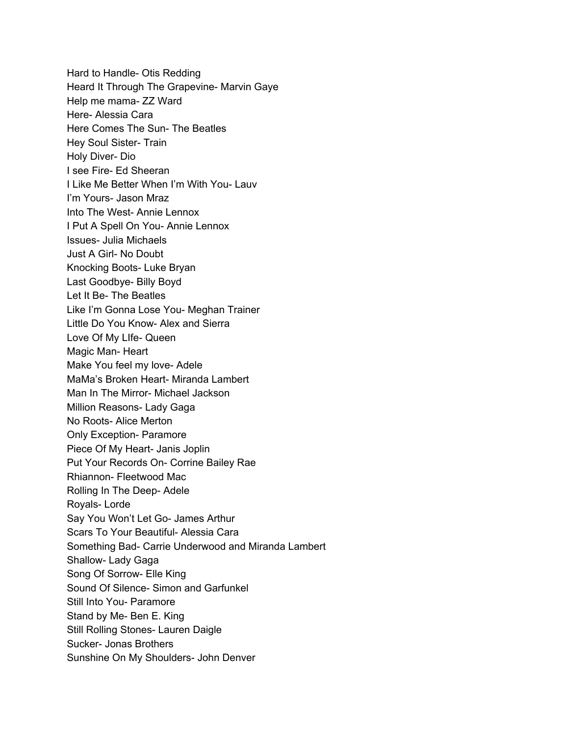Hard to Handle- Otis Redding
Heard It Through The Grapevine- Marvin Gaye
Help me mama- ZZ Ward
Here- Alessia Cara
Here Comes The Sun- The Beatles
Hey Soul Sister- Train
Holy Diver- Dio
I see Fire- Ed Sheeran
I Like Me Better When I'm With You- Lauv
I'm Yours- Jason Mraz
Into The West- Annie Lennox
I Put A Spell On You- Annie Lennox
Issues- Julia Michaels
Just A Girl- No Doubt
Knocking Boots- Luke Bryan
Last Goodbye- Billy Boyd
Let It Be- The Beatles
Like I'm Gonna Lose You- Meghan Trainer
Little Do You Know- Alex and Sierra
Love Of My LIfe- Queen
Magic Man- Heart
Make You feel my love- Adele
MaMa's Broken Heart- Miranda Lambert
Man In The Mirror- Michael Jackson
Million Reasons- Lady Gaga
No Roots- Alice Merton
Only Exception- Paramore
Piece Of My Heart- Janis Joplin
Put Your Records On- Corrine Bailey Rae
Rhiannon- Fleetwood Mac
Rolling In The Deep- Adele
Royals- Lorde
Say You Won't Let Go- James Arthur
Scars To Your Beautiful- Alessia Cara
Something Bad- Carrie Underwood and Miranda Lambert
Shallow- Lady Gaga
Song Of Sorrow- Elle King
Sound Of Silence- Simon and Garfunkel
Still Into You- Paramore
Stand by Me- Ben E. King
Still Rolling Stones- Lauren Daigle
Sucker- Jonas Brothers
Sunshine On My Shoulders- John Denver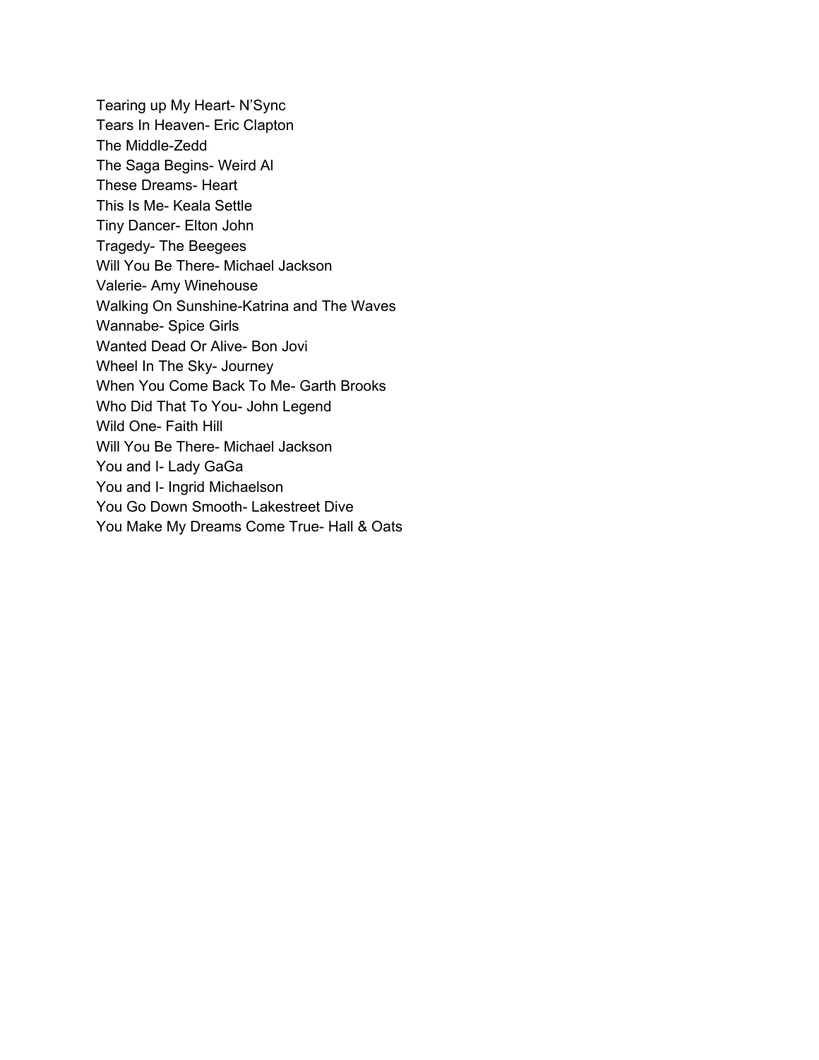Tearing up My Heart- N'Sync
Tears In Heaven- Eric Clapton
The Middle-Zedd
The Saga Begins- Weird Al
These Dreams- Heart
This Is Me- Keala Settle
Tiny Dancer- Elton John
Tragedy- The Beegees
Will You Be There- Michael Jackson
Valerie- Amy Winehouse
Walking On Sunshine-Katrina and The Waves
Wannabe- Spice Girls
Wanted Dead Or Alive- Bon Jovi
Wheel In The Sky- Journey
When You Come Back To Me- Garth Brooks
Who Did That To You- John Legend
Wild One- Faith Hill
Will You Be There- Michael Jackson
You and I- Lady GaGa
You and I- Ingrid Michaelson
You Go Down Smooth- Lakestreet Dive
You Make My Dreams Come True- Hall & Oats